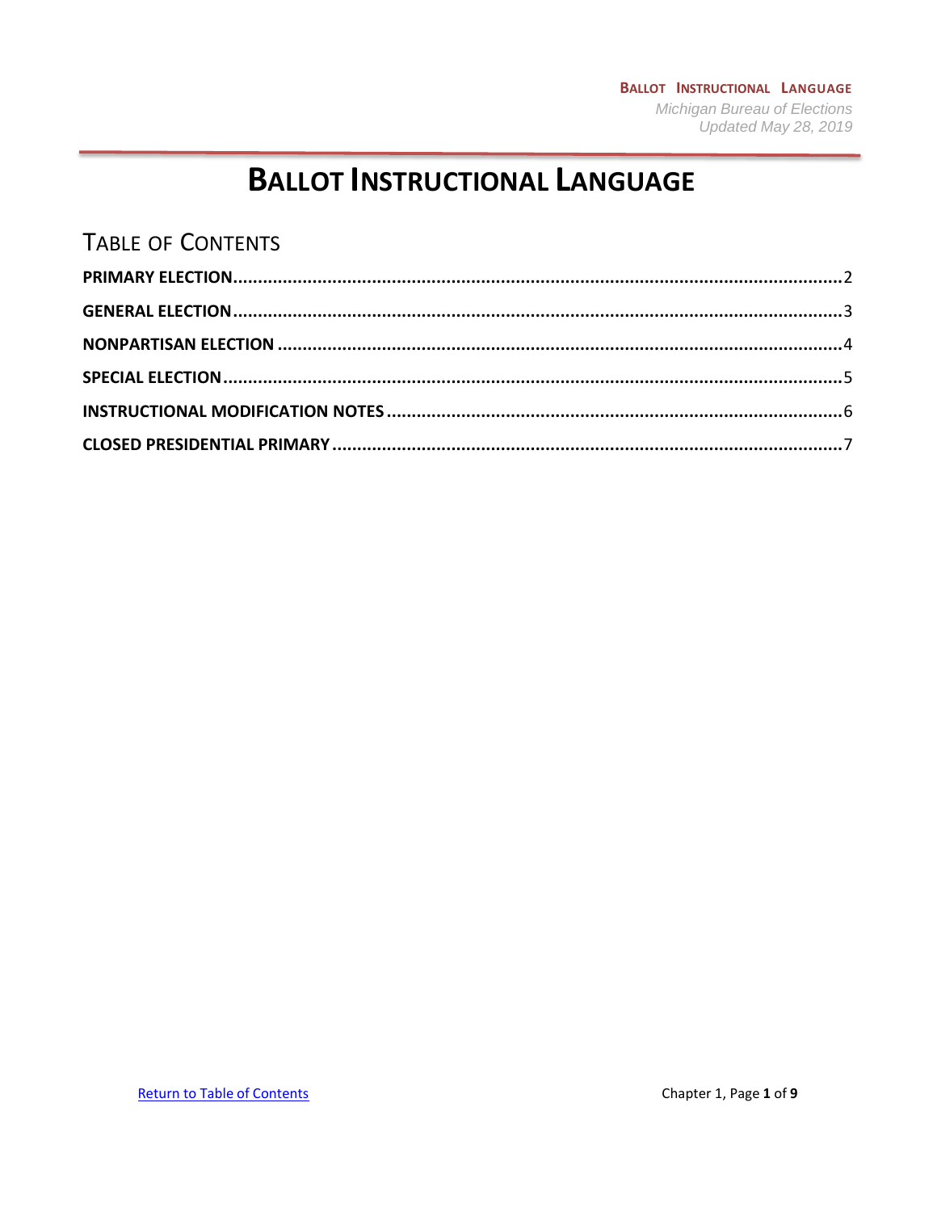# BALLOT INSTRUCTIONAL LANGUAGE

## TABLE OF CONTENTS

**PRIMARY ELECTION** .......... 2

**GENERAL ELECTION** .......... 3

**NONPARTISAN ELECTION** .......... 4

**SPECIAL ELECTION** .......... 5

**INSTRUCTIONAL MODIFICATION NOTES** .......... 6

**CLOSED PRESIDENTIAL PRIMARY** .......... 7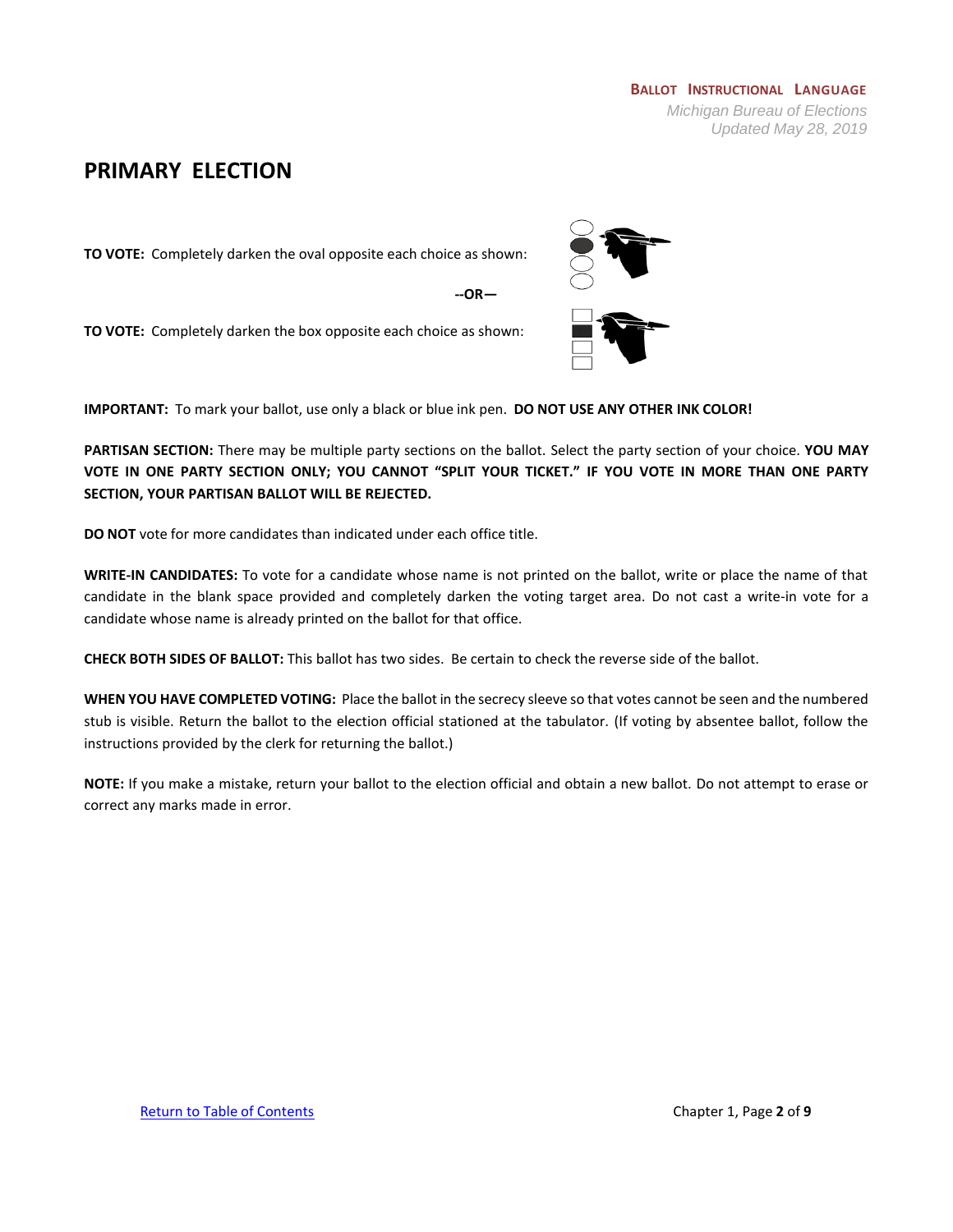# PRIMARY ELECTION

**TO VOTE:** Completely darken the oval opposite each choice as shown:

**--OR—**

**TO VOTE:** Completely darken the box opposite each choice as shown:

**IMPORTANT:** To mark your ballot, use only a black or blue ink pen. **DO NOT USE ANY OTHER INK COLOR!**

**PARTISAN SECTION:** There may be multiple party sections on the ballot. Select the party section of your choice. **YOU MAY VOTE IN ONE PARTY SECTION ONLY; YOU CANNOT "SPLIT YOUR TICKET." IF YOU VOTE IN MORE THAN ONE PARTY SECTION, YOUR PARTISAN BALLOT WILL BE REJECTED.**

**DO NOT** vote for more candidates than indicated under each office title.

**WRITE-IN CANDIDATES:** To vote for a candidate whose name is not printed on the ballot, write or place the name of that candidate in the blank space provided and completely darken the voting target area. Do not cast a write-in vote for a candidate whose name is already printed on the ballot for that office.

**CHECK BOTH SIDES OF BALLOT:** This ballot has two sides. Be certain to check the reverse side of the ballot.

**WHEN YOU HAVE COMPLETED VOTING:** Place the ballot in the secrecy sleeve so that votes cannot be seen and the numbered stub is visible. Return the ballot to the election official stationed at the tabulator. (If voting by absentee ballot, follow the instructions provided by the clerk for returning the ballot.)

**NOTE:** If you make a mistake, return your ballot to the election official and obtain a new ballot. Do not attempt to erase or correct any marks made in error.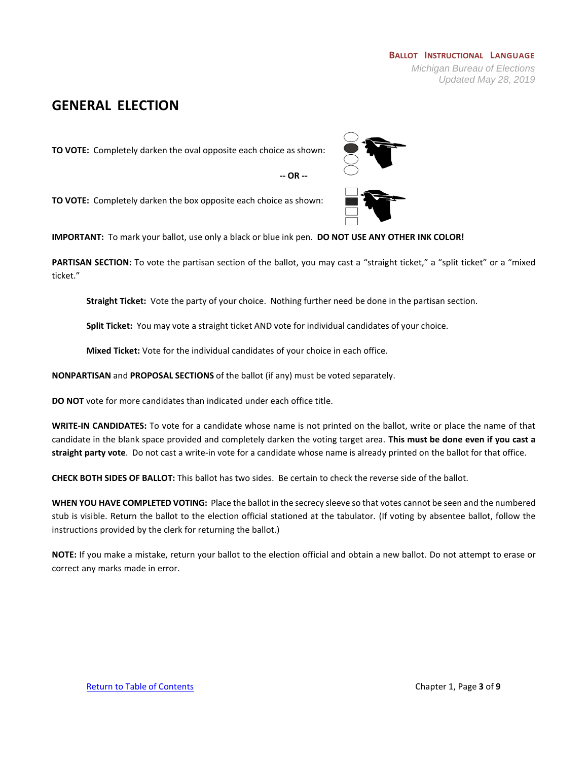# GENERAL ELECTION

**TO VOTE:** Completely darken the oval opposite each choice as shown:

**-- OR --**

**TO VOTE:** Completely darken the box opposite each choice as shown:

**IMPORTANT:** To mark your ballot, use only a black or blue ink pen. **DO NOT USE ANY OTHER INK COLOR!**

**PARTISAN SECTION:** To vote the partisan section of the ballot, you may cast a "straight ticket," a "split ticket" or a "mixed ticket."

> **Straight Ticket:** Vote the party of your choice. Nothing further need be done in the partisan section.
>
> **Split Ticket:** You may vote a straight ticket AND vote for individual candidates of your choice.
>
> **Mixed Ticket:** Vote for the individual candidates of your choice in each office.

**NONPARTISAN** and **PROPOSAL SECTIONS** of the ballot (if any) must be voted separately.

**DO NOT** vote for more candidates than indicated under each office title.

**WRITE-IN CANDIDATES:** To vote for a candidate whose name is not printed on the ballot, write or place the name of that candidate in the blank space provided and completely darken the voting target area. **This must be done even if you cast a straight party vote**. Do not cast a write-in vote for a candidate whose name is already printed on the ballot for that office.

**CHECK BOTH SIDES OF BALLOT:** This ballot has two sides. Be certain to check the reverse side of the ballot.

**WHEN YOU HAVE COMPLETED VOTING:** Place the ballot in the secrecy sleeve so that votes cannot be seen and the numbered stub is visible. Return the ballot to the election official stationed at the tabulator. (If voting by absentee ballot, follow the instructions provided by the clerk for returning the ballot.)

**NOTE:** If you make a mistake, return your ballot to the election official and obtain a new ballot. Do not attempt to erase or correct any marks made in error.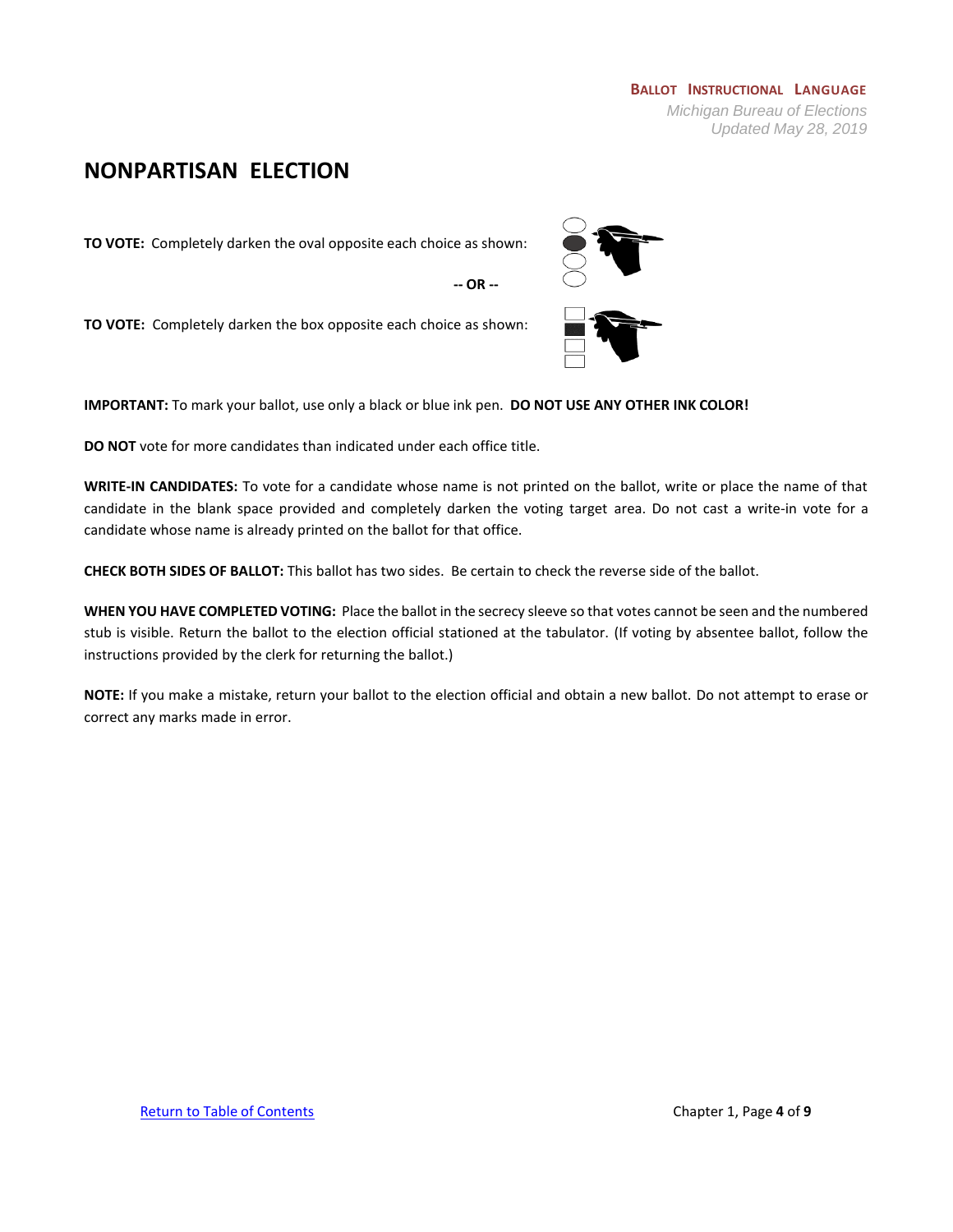## NONPARTISAN ELECTION

**TO VOTE:** Completely darken the oval opposite each choice as shown:

**-- OR --**

**TO VOTE:** Completely darken the box opposite each choice as shown:

**IMPORTANT:** To mark your ballot, use only a black or blue ink pen. **DO NOT USE ANY OTHER INK COLOR!**

**DO NOT** vote for more candidates than indicated under each office title.

**WRITE-IN CANDIDATES:** To vote for a candidate whose name is not printed on the ballot, write or place the name of that candidate in the blank space provided and completely darken the voting target area. Do not cast a write-in vote for a candidate whose name is already printed on the ballot for that office.

**CHECK BOTH SIDES OF BALLOT:** This ballot has two sides. Be certain to check the reverse side of the ballot.

**WHEN YOU HAVE COMPLETED VOTING:** Place the ballot in the secrecy sleeve so that votes cannot be seen and the numbered stub is visible. Return the ballot to the election official stationed at the tabulator. (If voting by absentee ballot, follow the instructions provided by the clerk for returning the ballot.)

**NOTE:** If you make a mistake, return your ballot to the election official and obtain a new ballot. Do not attempt to erase or correct any marks made in error.

[Return to Table of Contents]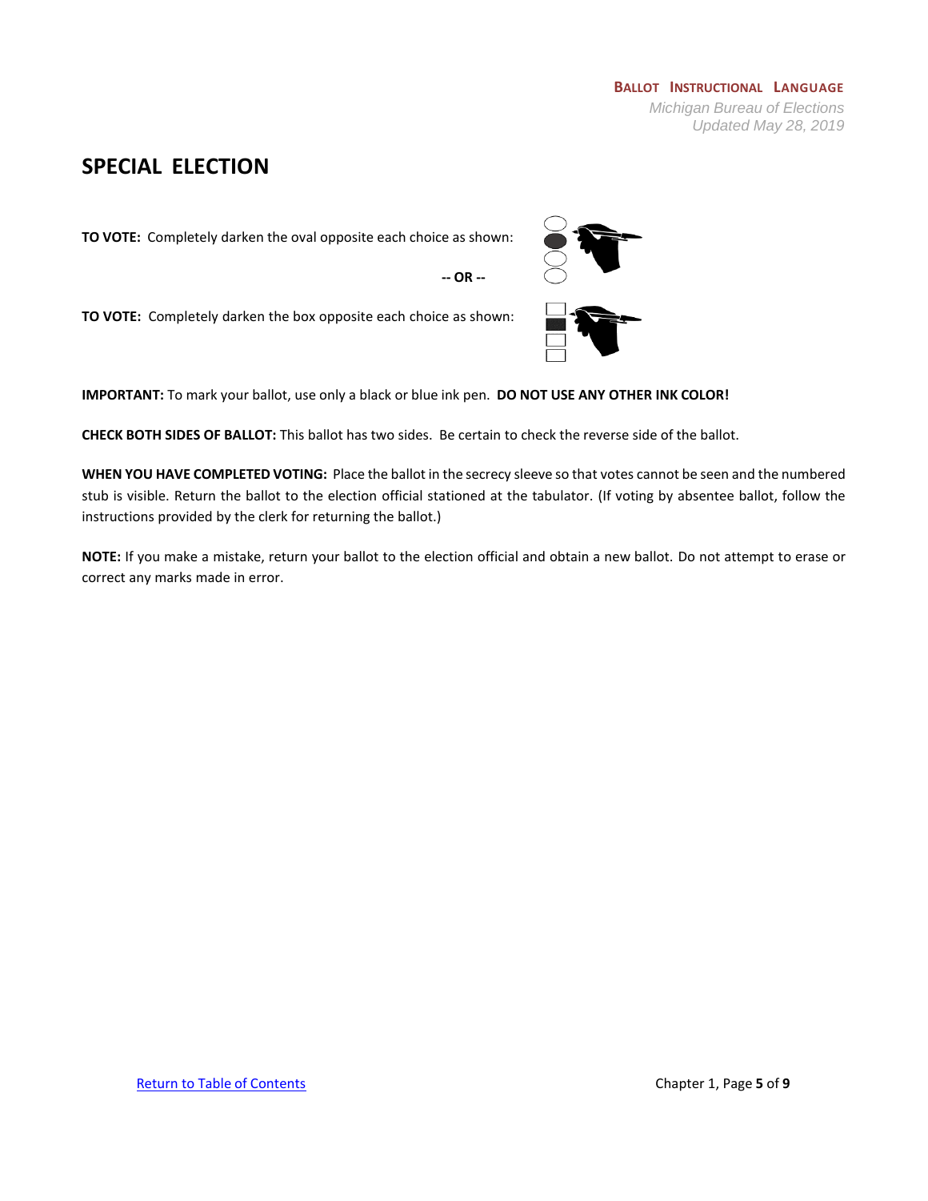## SPECIAL ELECTION

**TO VOTE:** Completely darken the oval opposite each choice as shown:

**-- OR --**

**TO VOTE:** Completely darken the box opposite each choice as shown:

**IMPORTANT:** To mark your ballot, use only a black or blue ink pen. **DO NOT USE ANY OTHER INK COLOR!**

**CHECK BOTH SIDES OF BALLOT:** This ballot has two sides. Be certain to check the reverse side of the ballot.

**WHEN YOU HAVE COMPLETED VOTING:** Place the ballot in the secrecy sleeve so that votes cannot be seen and the numbered stub is visible. Return the ballot to the election official stationed at the tabulator. (If voting by absentee ballot, follow the instructions provided by the clerk for returning the ballot.)

**NOTE:** If you make a mistake, return your ballot to the election official and obtain a new ballot. Do not attempt to erase or correct any marks made in error.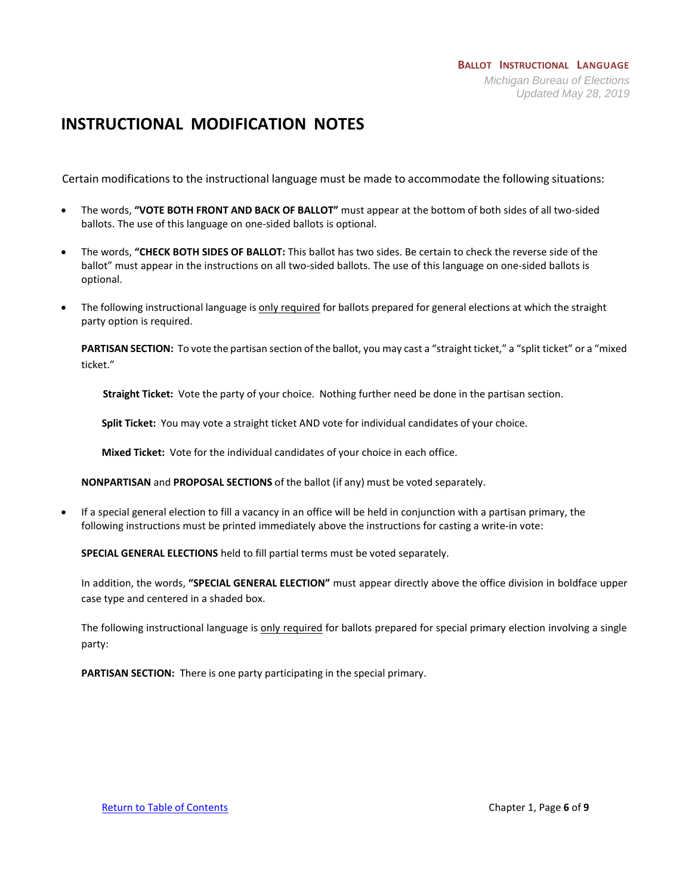# INSTRUCTIONAL MODIFICATION NOTES

Certain modifications to the instructional language must be made to accommodate the following situations:

- The words, **"VOTE BOTH FRONT AND BACK OF BALLOT"** must appear at the bottom of both sides of all two-sided ballots. The use of this language on one-sided ballots is optional.
- The words, **"CHECK BOTH SIDES OF BALLOT:** This ballot has two sides. Be certain to check the reverse side of the ballot" must appear in the instructions on all two-sided ballots. The use of this language on one-sided ballots is optional.
- The following instructional language is <u>only required</u> for ballots prepared for general elections at which the straight party option is required.

  **PARTISAN SECTION:** To vote the partisan section of the ballot, you may cast a "straight ticket," a "split ticket" or a "mixed ticket."

  **Straight Ticket:** Vote the party of your choice. Nothing further need be done in the partisan section.

  **Split Ticket:** You may vote a straight ticket AND vote for individual candidates of your choice.

  **Mixed Ticket:** Vote for the individual candidates of your choice in each office.

  **NONPARTISAN** and **PROPOSAL SECTIONS** of the ballot (if any) must be voted separately.

- If a special general election to fill a vacancy in an office will be held in conjunction with a partisan primary, the following instructions must be printed immediately above the instructions for casting a write-in vote:

  **SPECIAL GENERAL ELECTIONS** held to fill partial terms must be voted separately.

  In addition, the words, **"SPECIAL GENERAL ELECTION"** must appear directly above the office division in boldface upper case type and centered in a shaded box.

  The following instructional language is <u>only required</u> for ballots prepared for special primary election involving a single party:

  **PARTISAN SECTION:** There is one party participating in the special primary.

Return to Table of Contents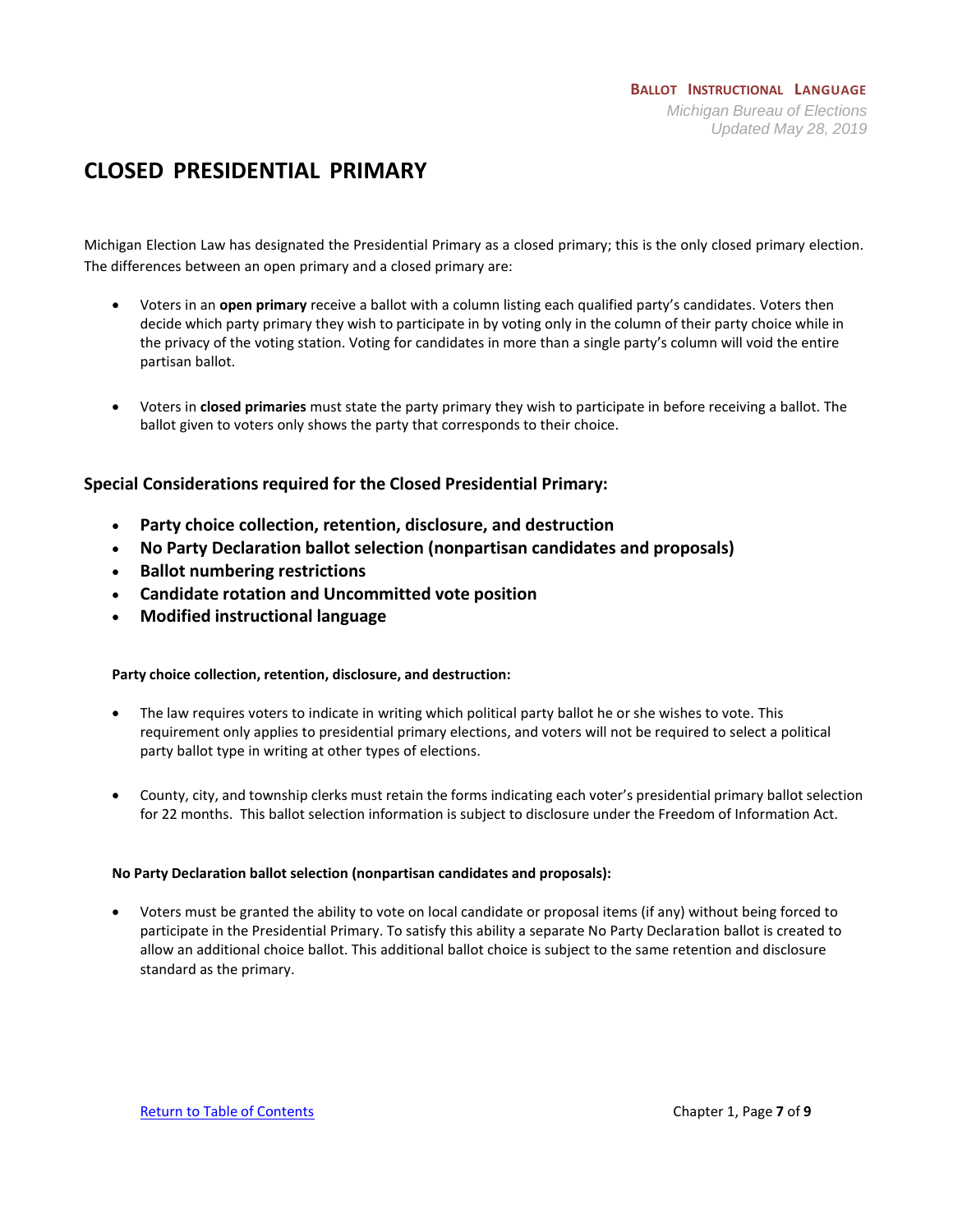# CLOSED PRESIDENTIAL PRIMARY

Michigan Election Law has designated the Presidential Primary as a closed primary; this is the only closed primary election. The differences between an open primary and a closed primary are:

- Voters in an **open primary** receive a ballot with a column listing each qualified party's candidates. Voters then decide which party primary they wish to participate in by voting only in the column of their party choice while in the privacy of the voting station. Voting for candidates in more than a single party's column will void the entire partisan ballot.

- Voters in **closed primaries** must state the party primary they wish to participate in before receiving a ballot. The ballot given to voters only shows the party that corresponds to their choice.

## Special Considerations required for the Closed Presidential Primary:

- **Party choice collection, retention, disclosure, and destruction**
- **No Party Declaration ballot selection (nonpartisan candidates and proposals)**
- **Ballot numbering restrictions**
- **Candidate rotation and Uncommitted vote position**
- **Modified instructional language**

#### Party choice collection, retention, disclosure, and destruction:

- The law requires voters to indicate in writing which political party ballot he or she wishes to vote. This requirement only applies to presidential primary elections, and voters will not be required to select a political party ballot type in writing at other types of elections.

- County, city, and township clerks must retain the forms indicating each voter's presidential primary ballot selection for 22 months. This ballot selection information is subject to disclosure under the Freedom of Information Act.

#### No Party Declaration ballot selection (nonpartisan candidates and proposals):

- Voters must be granted the ability to vote on local candidate or proposal items (if any) without being forced to participate in the Presidential Primary. To satisfy this ability a separate No Party Declaration ballot is created to allow an additional choice ballot. This additional ballot choice is subject to the same retention and disclosure standard as the primary.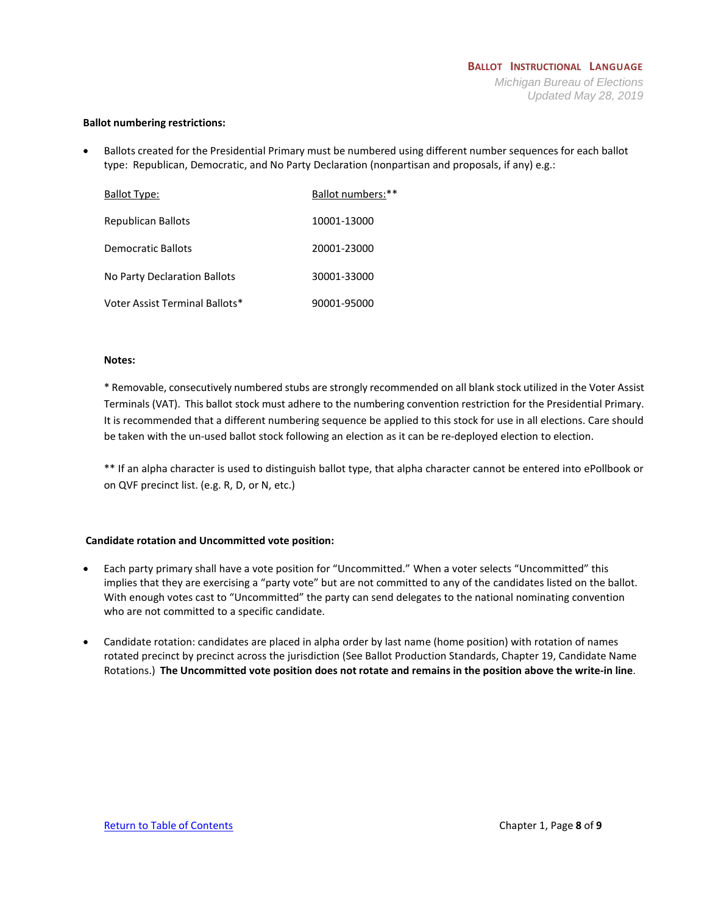**Ballot numbering restrictions:**

- Ballots created for the Presidential Primary must be numbered using different number sequences for each ballot type: Republican, Democratic, and No Party Declaration (nonpartisan and proposals, if any) e.g.:

| Ballot Type: | Ballot numbers:** |
|---|---|
| Republican Ballots | 10001-13000 |
| Democratic Ballots | 20001-23000 |
| No Party Declaration Ballots | 30001-33000 |
| Voter Assist Terminal Ballots* | 90001-95000 |

**Notes:**

* Removable, consecutively numbered stubs are strongly recommended on all blank stock utilized in the Voter Assist Terminals (VAT). This ballot stock must adhere to the numbering convention restriction for the Presidential Primary. It is recommended that a different numbering sequence be applied to this stock for use in all elections. Care should be taken with the un-used ballot stock following an election as it can be re-deployed election to election.

** If an alpha character is used to distinguish ballot type, that alpha character cannot be entered into ePollbook or on QVF precinct list. (e.g. R, D, or N, etc.)

**Candidate rotation and Uncommitted vote position:**

- Each party primary shall have a vote position for "Uncommitted." When a voter selects "Uncommitted" this implies that they are exercising a "party vote" but are not committed to any of the candidates listed on the ballot. With enough votes cast to "Uncommitted" the party can send delegates to the national nominating convention who are not committed to a specific candidate.
- Candidate rotation: candidates are placed in alpha order by last name (home position) with rotation of names rotated precinct by precinct across the jurisdiction (See Ballot Production Standards, Chapter 19, Candidate Name Rotations.) **The Uncommitted vote position does not rotate and remains in the position above the write-in line**.

[Return to Table of Contents]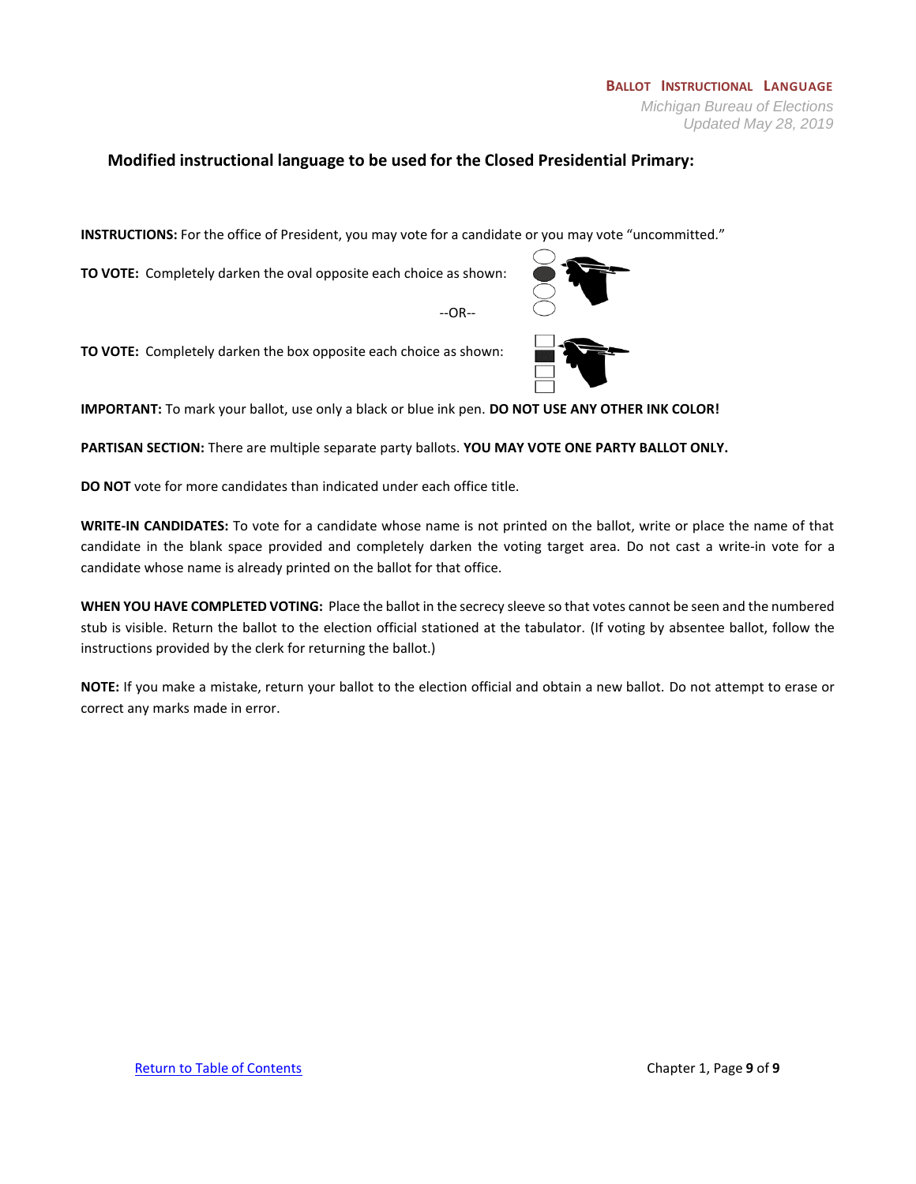## Modified instructional language to be used for the Closed Presidential Primary:

**INSTRUCTIONS:** For the office of President, you may vote for a candidate or you may vote "uncommitted."

**TO VOTE:** Completely darken the oval opposite each choice as shown:

--OR--

**TO VOTE:** Completely darken the box opposite each choice as shown:

**IMPORTANT:** To mark your ballot, use only a black or blue ink pen. **DO NOT USE ANY OTHER INK COLOR!**

**PARTISAN SECTION:** There are multiple separate party ballots. **YOU MAY VOTE ONE PARTY BALLOT ONLY.**

**DO NOT** vote for more candidates than indicated under each office title.

**WRITE-IN CANDIDATES:** To vote for a candidate whose name is not printed on the ballot, write or place the name of that candidate in the blank space provided and completely darken the voting target area. Do not cast a write-in vote for a candidate whose name is already printed on the ballot for that office.

**WHEN YOU HAVE COMPLETED VOTING:** Place the ballot in the secrecy sleeve so that votes cannot be seen and the numbered stub is visible. Return the ballot to the election official stationed at the tabulator. (If voting by absentee ballot, follow the instructions provided by the clerk for returning the ballot.)

**NOTE:** If you make a mistake, return your ballot to the election official and obtain a new ballot. Do not attempt to erase or correct any marks made in error.

[Return to Table of Contents]